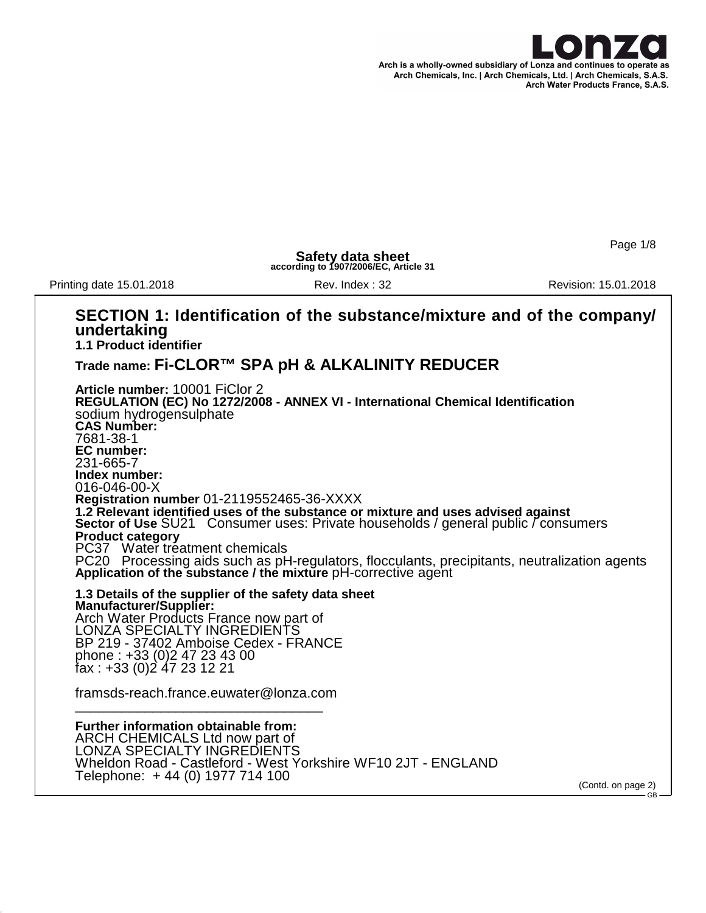Arch is a wholly-owned subsidiary of Lonza and continues to operate as Arch Chemicals, Inc. | Arch Chemicals, Ltd. | Arch Chemicals, S.A.S. Arch Water Products France, S.A.S.

# Safety data sheet
**according to 1907/2006/EC, Article 31**

Printing date 15.01.2018 | Rev. Index : 32 | Revision: 15.01.2018

## SECTION 1: Identification of the substance/mixture and of the company/ undertaking

### 1.1 Product identifier

**Trade name: Fi-CLOR™ SPA pH & ALKALINITY REDUCER**

**Article number:** 10001 FiClor 2
**REGULATION (EC) No 1272/2008 - ANNEX VI - International Chemical Identification**
sodium hydrogensulphate
**CAS Number:**
7681-38-1
**EC number:**
231-665-7
**Index number:**
016-046-00-X
**Registration number** 01-2119552465-36-XXXX

### 1.2 Relevant identified uses of the substance or mixture and uses advised against

**Sector of Use** SU21 Consumer uses: Private households / general public / consumers
**Product category**
PC37 Water treatment chemicals
PC20 Processing aids such as pH-regulators, flocculants, precipitants, neutralization agents
**Application of the substance / the mixture** pH-corrective agent

### 1.3 Details of the supplier of the safety data sheet

**Manufacturer/Supplier:**
Arch Water Products France now part of
LONZA SPECIALTY INGREDIENTS
BP 219 - 37402 Amboise Cedex - FRANCE
phone : +33 (0)2 47 23 43 00
fax : +33 (0)2 47 23 12 21

framsds-reach.france.euwater@lonza.com

---

**Further information obtainable from:**
ARCH CHEMICALS Ltd now part of
LONZA SPECIALTY INGREDIENTS
Wheldon Road - Castleford - West Yorkshire WF10 2JT - ENGLAND
Telephone: + 44 (0) 1977 714 100

(Contd. on page 2)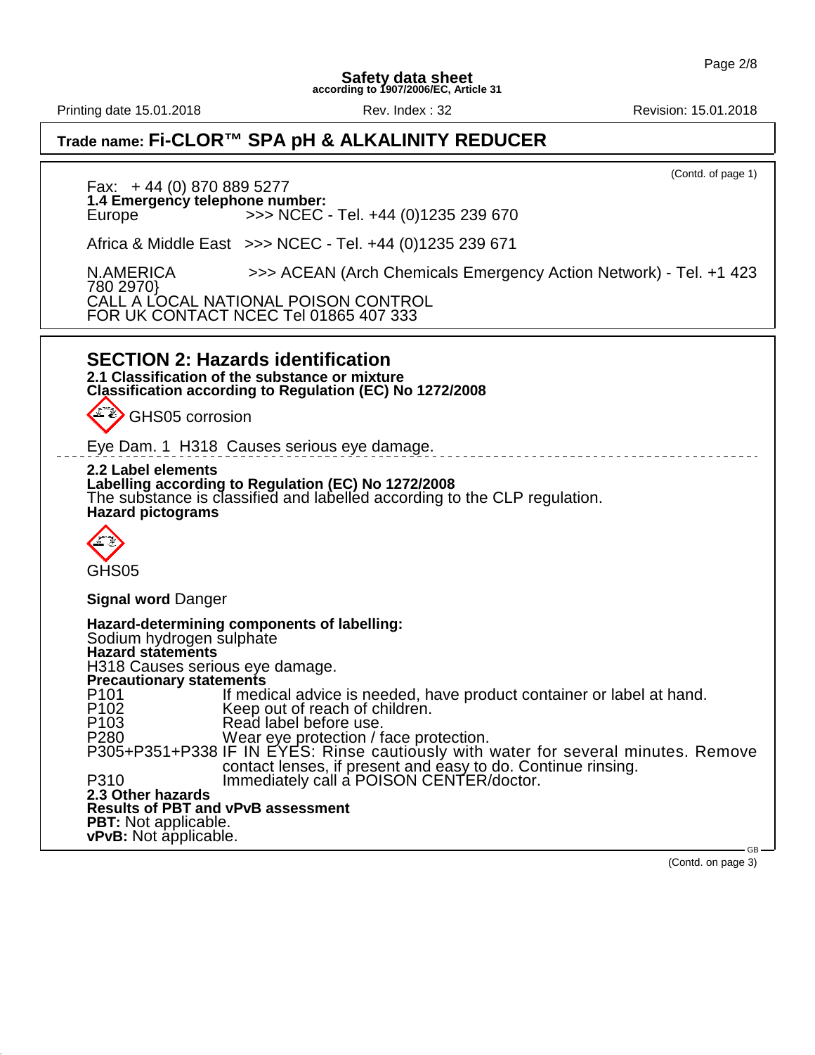(Contd. of page 1)

Fax: + 44 (0) 870 889 5277

**1.4 Emergency telephone number:**

Europe >>> NCEC - Tel. +44 (0)1235 239 670

Africa & Middle East >>> NCEC - Tel. +44 (0)1235 239 671

N.AMERICA >>> ACEAN (Arch Chemicals Emergency Action Network) - Tel. +1 423 780 2970}

CALL A LOCAL NATIONAL POISON CONTROL

FOR UK CONTACT NCEC Tel 01865 407 333

## SECTION 2: Hazards identification

**2.1 Classification of the substance or mixture**

**Classification according to Regulation (EC) No 1272/2008**

GHS05 corrosion

Eye Dam. 1 H318 Causes serious eye damage.

**2.2 Label elements**

**Labelling according to Regulation (EC) No 1272/2008**

The substance is classified and labelled according to the CLP regulation.

**Hazard pictograms**

GHS05

**Signal word** Danger

**Hazard-determining components of labelling:**

Sodium hydrogen sulphate

**Hazard statements**

H318 Causes serious eye damage.

**Precautionary statements**

| | |
|---|---|
| P101 | If medical advice is needed, have product container or label at hand. |
| P102 | Keep out of reach of children. |
| P103 | Read label before use. |
| P280 | Wear eye protection / face protection. |
| P305+P351+P338 | IF IN EYES: Rinse cautiously with water for several minutes. Remove contact lenses, if present and easy to do. Continue rinsing. |
| P310 | Immediately call a POISON CENTER/doctor. |

**2.3 Other hazards**

**Results of PBT and vPvB assessment**

**PBT:** Not applicable.

**vPvB:** Not applicable.

(Contd. on page 3)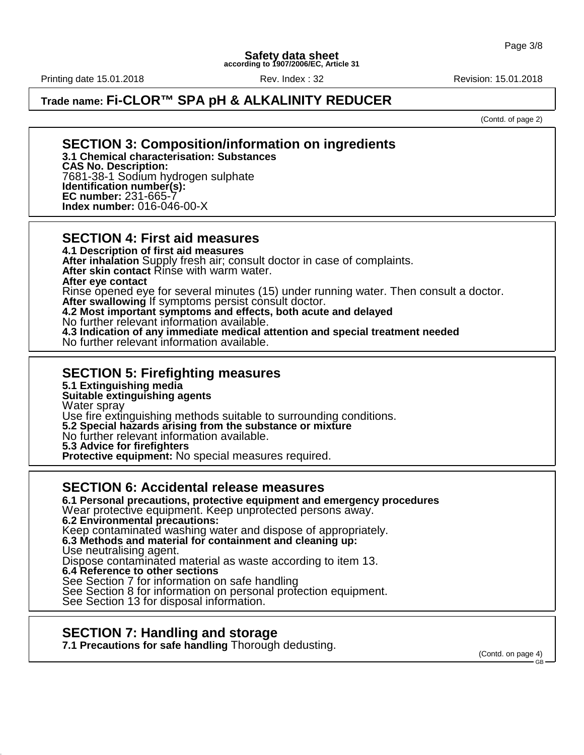## SECTION 3: Composition/information on ingredients

**3.1 Chemical characterisation: Substances**
**CAS No. Description:**
7681-38-1 Sodium hydrogen sulphate
**Identification number(s):**
**EC number:** 231-665-7
**Index number:** 016-046-00-X

## SECTION 4: First aid measures

**4.1 Description of first aid measures**
**After inhalation** Supply fresh air; consult doctor in case of complaints.
**After skin contact** Rinse with warm water.
**After eye contact**
Rinse opened eye for several minutes (15) under running water. Then consult a doctor.
**After swallowing** If symptoms persist consult doctor.
**4.2 Most important symptoms and effects, both acute and delayed**
No further relevant information available.
**4.3 Indication of any immediate medical attention and special treatment needed**
No further relevant information available.

## SECTION 5: Firefighting measures

**5.1 Extinguishing media**
**Suitable extinguishing agents**
Water spray
Use fire extinguishing methods suitable to surrounding conditions.
**5.2 Special hazards arising from the substance or mixture**
No further relevant information available.
**5.3 Advice for firefighters**
**Protective equipment:** No special measures required.

## SECTION 6: Accidental release measures

**6.1 Personal precautions, protective equipment and emergency procedures**
Wear protective equipment. Keep unprotected persons away.
**6.2 Environmental precautions:**
Keep contaminated washing water and dispose of appropriately.
**6.3 Methods and material for containment and cleaning up:**
Use neutralising agent.
Dispose contaminated material as waste according to item 13.
**6.4 Reference to other sections**
See Section 7 for information on safe handling
See Section 8 for information on personal protection equipment.
See Section 13 for disposal information.

## SECTION 7: Handling and storage

**7.1 Precautions for safe handling** Thorough dedusting.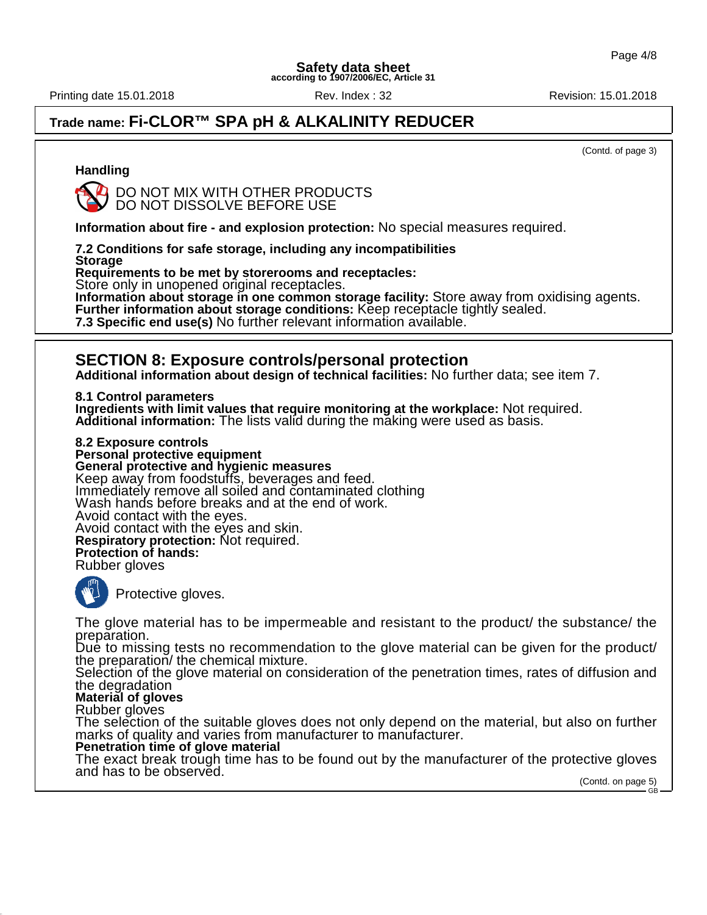# Trade name: Fi-CLOR™ SPA pH & ALKALINITY REDUCER

(Contd. of page 3)

**Handling**

DO NOT MIX WITH OTHER PRODUCTS
DO NOT DISSOLVE BEFORE USE

**Information about fire - and explosion protection:** No special measures required.

**7.2 Conditions for safe storage, including any incompatibilities**
**Storage**
**Requirements to be met by storerooms and receptacles:**
Store only in unopened original receptacles.
**Information about storage in one common storage facility:** Store away from oxidising agents.
**Further information about storage conditions:** Keep receptacle tightly sealed.
**7.3 Specific end use(s)** No further relevant information available.

## SECTION 8: Exposure controls/personal protection

**Additional information about design of technical facilities:** No further data; see item 7.

**8.1 Control parameters**
**Ingredients with limit values that require monitoring at the workplace:** Not required.
**Additional information:** The lists valid during the making were used as basis.

**8.2 Exposure controls**
**Personal protective equipment**
**General protective and hygienic measures**
Keep away from foodstuffs, beverages and feed.
Immediately remove all soiled and contaminated clothing
Wash hands before breaks and at the end of work.
Avoid contact with the eyes.
Avoid contact with the eyes and skin.
**Respiratory protection:** Not required.
**Protection of hands:**
Rubber gloves

Protective gloves.

The glove material has to be impermeable and resistant to the product/ the substance/ the preparation.
Due to missing tests no recommendation to the glove material can be given for the product/ the preparation/ the chemical mixture.
Selection of the glove material on consideration of the penetration times, rates of diffusion and the degradation
**Material of gloves**
Rubber gloves
The selection of the suitable gloves does not only depend on the material, but also on further marks of quality and varies from manufacturer to manufacturer.
**Penetration time of glove material**
The exact break trough time has to be found out by the manufacturer of the protective gloves and has to be observed.

(Contd. on page 5)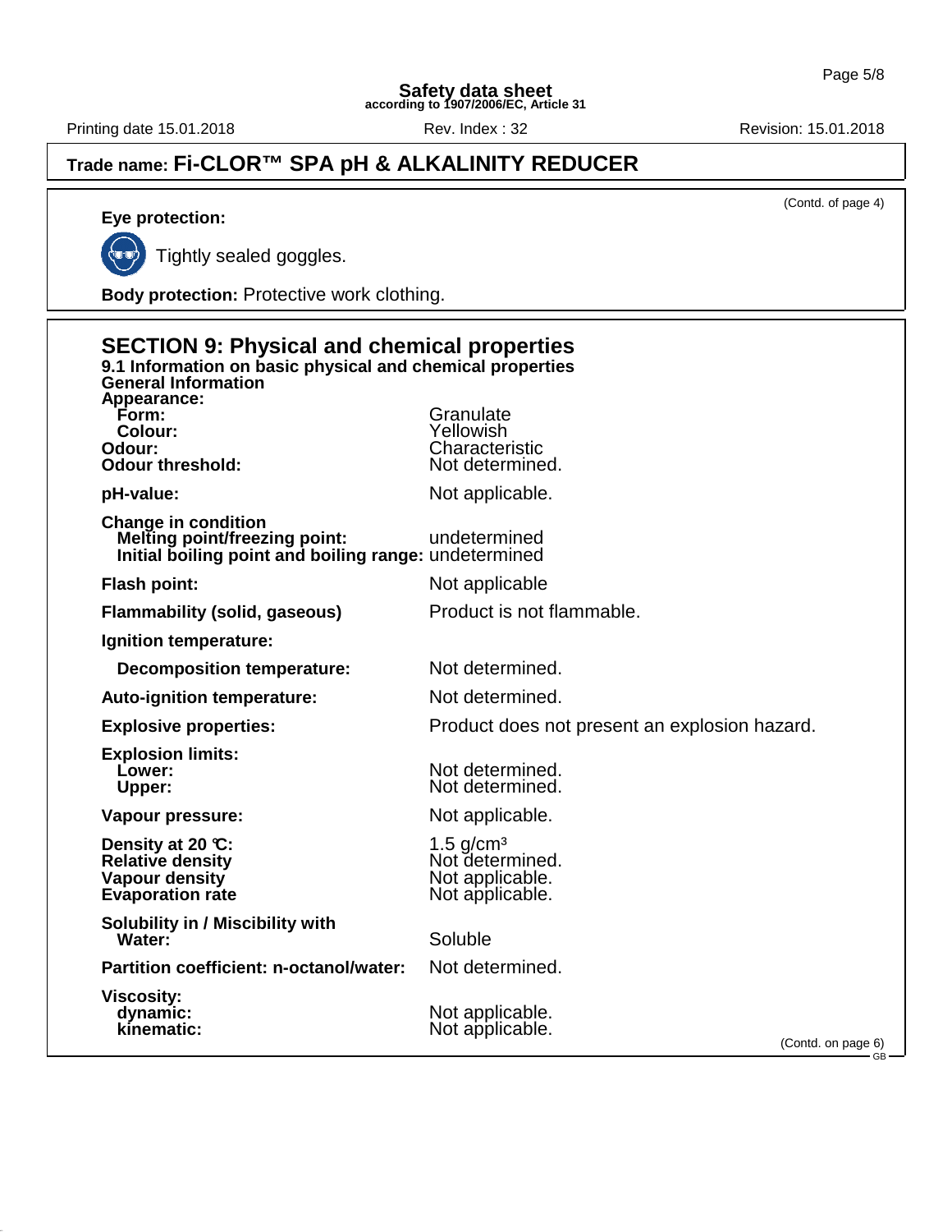# Trade name: Fi-CLOR™ SPA pH & ALKALINITY REDUCER

(Contd. of page 4)

**Eye protection:**

Tightly sealed goggles.

**Body protection:** Protective work clothing.

## SECTION 9: Physical and chemical properties

### 9.1 Information on basic physical and chemical properties

**General Information**

| | |
|---|---|
| **Appearance:** | |
| **Form:** | Granulate |
| **Colour:** | Yellowish |
| **Odour:** | Characteristic |
| **Odour threshold:** | Not determined. |
| **pH-value:** | Not applicable. |
| **Change in condition** | |
| **Melting point/freezing point:** | undetermined |
| **Initial boiling point and boiling range:** | undetermined |
| **Flash point:** | Not applicable |
| **Flammability (solid, gaseous)** | Product is not flammable. |
| **Ignition temperature:** | |
| **Decomposition temperature:** | Not determined. |
| **Auto-ignition temperature:** | Not determined. |
| **Explosive properties:** | Product does not present an explosion hazard. |
| **Explosion limits:** | |
| **Lower:** | Not determined. |
| **Upper:** | Not determined. |
| **Vapour pressure:** | Not applicable. |
| **Density at 20 °C:** | 1.5 g/cm³ |
| **Relative density** | Not determined. |
| **Vapour density** | Not applicable. |
| **Evaporation rate** | Not applicable. |
| **Solubility in / Miscibility with** | |
| **Water:** | Soluble |
| **Partition coefficient: n-octanol/water:** | Not determined. |
| **Viscosity:** | |
| **dynamic:** | Not applicable. |
| **kinematic:** | Not applicable. |

(Contd. on page 6)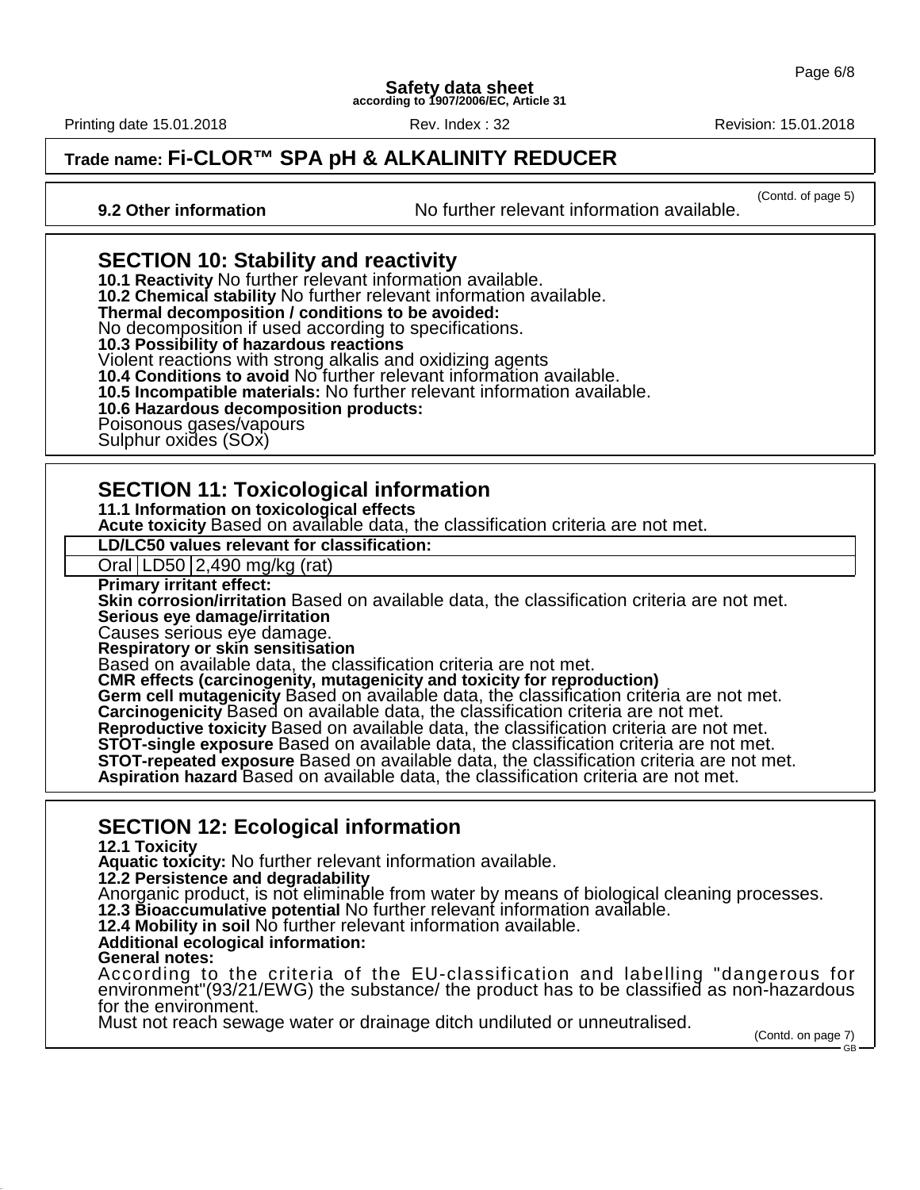**Trade name: Fi-CLOR™ SPA pH & ALKALINITY REDUCER**

(Contd. of page 5)

**9.2 Other information** No further relevant information available.

## SECTION 10: Stability and reactivity

**10.1 Reactivity** No further relevant information available.
**10.2 Chemical stability** No further relevant information available.
**Thermal decomposition / conditions to be avoided:**
No decomposition if used according to specifications.
**10.3 Possibility of hazardous reactions**
Violent reactions with strong alkalis and oxidizing agents
**10.4 Conditions to avoid** No further relevant information available.
**10.5 Incompatible materials:** No further relevant information available.
**10.6 Hazardous decomposition products:**
Poisonous gases/vapours
Sulphur oxides (SOx)

## SECTION 11: Toxicological information

**11.1 Information on toxicological effects**
**Acute toxicity** Based on available data, the classification criteria are not met.

| **LD/LC50 values relevant for classification:** | | |
|---|---|---|
| Oral | LD50 | 2,490 mg/kg (rat) |

**Primary irritant effect:**
**Skin corrosion/irritation** Based on available data, the classification criteria are not met.
**Serious eye damage/irritation**
Causes serious eye damage.
**Respiratory or skin sensitisation**
Based on available data, the classification criteria are not met.
**CMR effects (carcinogenity, mutagenicity and toxicity for reproduction)**
**Germ cell mutagenicity** Based on available data, the classification criteria are not met.
**Carcinogenicity** Based on available data, the classification criteria are not met.
**Reproductive toxicity** Based on available data, the classification criteria are not met.
**STOT-single exposure** Based on available data, the classification criteria are not met.
**STOT-repeated exposure** Based on available data, the classification criteria are not met.
**Aspiration hazard** Based on available data, the classification criteria are not met.

## SECTION 12: Ecological information

**12.1 Toxicity**
**Aquatic toxicity:** No further relevant information available.
**12.2 Persistence and degradability**
Anorganic product, is not eliminable from water by means of biological cleaning processes.
**12.3 Bioaccumulative potential** No further relevant information available.
**12.4 Mobility in soil** No further relevant information available.
**Additional ecological information:**
**General notes:**
According to the criteria of the EU-classification and labelling "dangerous for environment"(93/21/EWG) the substance/ the product has to be classified as non-hazardous for the environment.
Must not reach sewage water or drainage ditch undiluted or unneutralised.

(Contd. on page 7)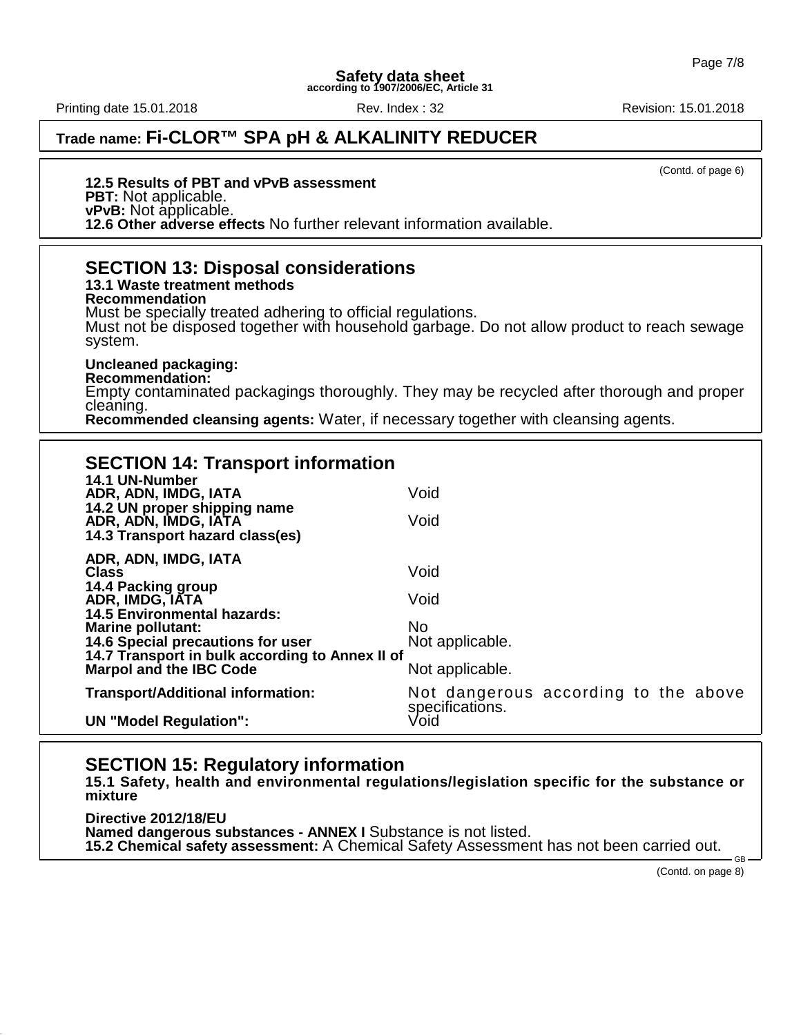**Trade name: Fi-CLOR™ SPA pH & ALKALINITY REDUCER**

(Contd. of page 6)

**12.5 Results of PBT and vPvB assessment**
**PBT:** Not applicable.
**vPvB:** Not applicable.
**12.6 Other adverse effects** No further relevant information available.

## SECTION 13: Disposal considerations

**13.1 Waste treatment methods**
**Recommendation**
Must be specially treated adhering to official regulations.
Must not be disposed together with household garbage. Do not allow product to reach sewage system.

**Uncleaned packaging:**
**Recommendation:**
Empty contaminated packagings thoroughly. They may be recycled after thorough and proper cleaning.
**Recommended cleansing agents:** Water, if necessary together with cleansing agents.

## SECTION 14: Transport information

| | |
|---|---|
| **14.1 UN-Number** | |
| **ADR, ADN, IMDG, IATA** | Void |
| **14.2 UN proper shipping name** | |
| **ADR, ADN, IMDG, IATA** | Void |
| **14.3 Transport hazard class(es)** | |
| **ADR, ADN, IMDG, IATA** | |
| **Class** | Void |
| **14.4 Packing group** | |
| **ADR, IMDG, IATA** | Void |
| **14.5 Environmental hazards:** | |
| **Marine pollutant:** | No |
| **14.6 Special precautions for user** | Not applicable. |
| **14.7 Transport in bulk according to Annex II of Marpol and the IBC Code** | Not applicable. |
| **Transport/Additional information:** | Not dangerous according to the above specifications. |
| **UN "Model Regulation":** | Void |

## SECTION 15: Regulatory information

**15.1 Safety, health and environmental regulations/legislation specific for the substance or mixture**

**Directive 2012/18/EU**
**Named dangerous substances - ANNEX I** Substance is not listed.
**15.2 Chemical safety assessment:** A Chemical Safety Assessment has not been carried out.

(Contd. on page 8)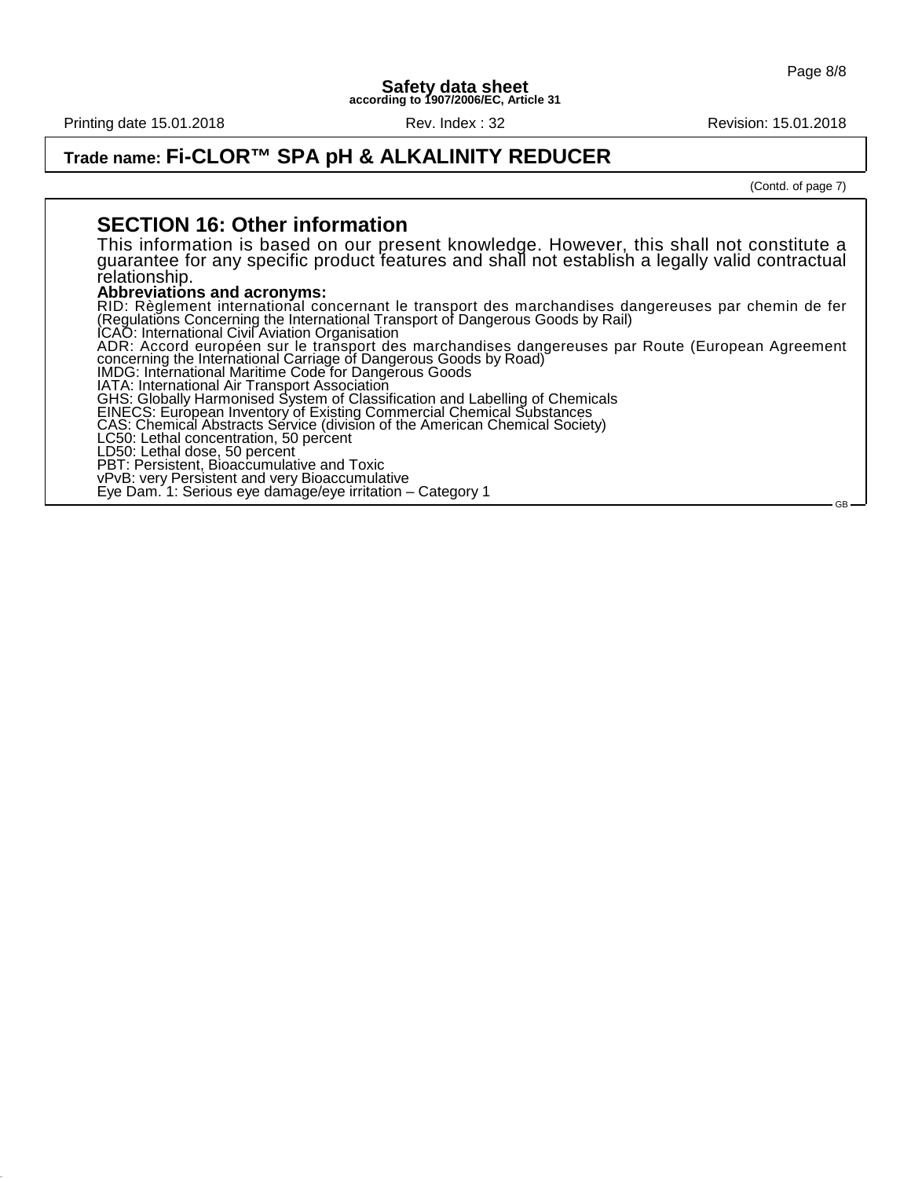## Trade name: Fi-CLOR™ SPA pH & ALKALINITY REDUCER

(Contd. of page 7)

## SECTION 16: Other information

This information is based on our present knowledge. However, this shall not constitute a guarantee for any specific product features and shall not establish a legally valid contractual relationship.

**Abbreviations and acronyms:**

RID: Règlement international concernant le transport des marchandises dangereuses par chemin de fer (Regulations Concerning the International Transport of Dangerous Goods by Rail)
ICAO: International Civil Aviation Organisation
ADR: Accord européen sur le transport des marchandises dangereuses par Route (European Agreement concerning the International Carriage of Dangerous Goods by Road)
IMDG: International Maritime Code for Dangerous Goods
IATA: International Air Transport Association
GHS: Globally Harmonised System of Classification and Labelling of Chemicals
EINECS: European Inventory of Existing Commercial Chemical Substances
CAS: Chemical Abstracts Service (division of the American Chemical Society)
LC50: Lethal concentration, 50 percent
LD50: Lethal dose, 50 percent
PBT: Persistent, Bioaccumulative and Toxic
vPvB: very Persistent and very Bioaccumulative
Eye Dam. 1: Serious eye damage/eye irritation – Category 1